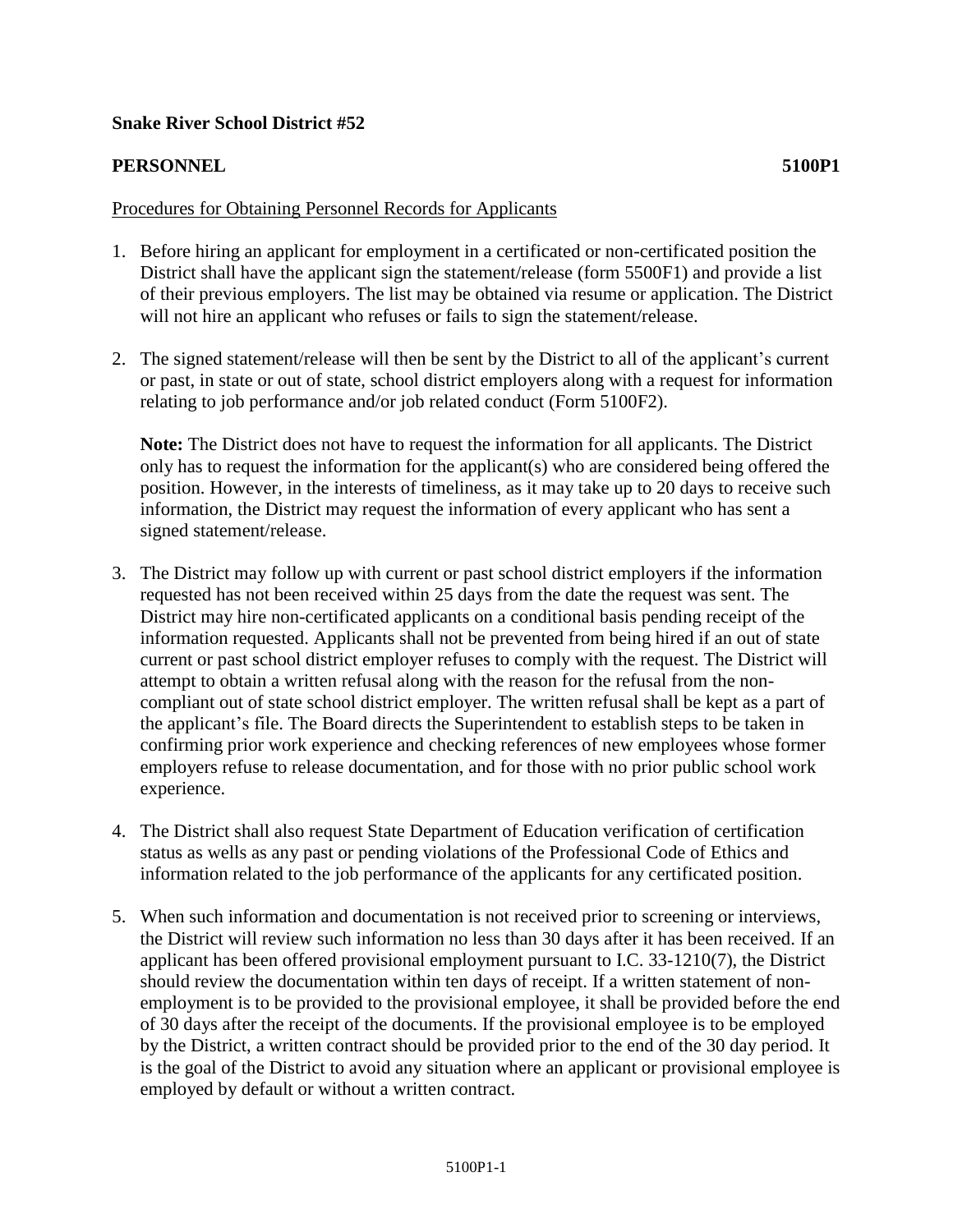**Snake River School District #52**

**PERSONNEL** **5100P1**

Procedures for Obtaining Personnel Records for Applicants

1. Before hiring an applicant for employment in a certificated or non-certificated position the District shall have the applicant sign the statement/release (form 5500F1) and provide a list of their previous employers. The list may be obtained via resume or application. The District will not hire an applicant who refuses or fails to sign the statement/release.

2. The signed statement/release will then be sent by the District to all of the applicant's current or past, in state or out of state, school district employers along with a request for information relating to job performance and/or job related conduct (Form 5100F2).

   **Note:** The District does not have to request the information for all applicants. The District only has to request the information for the applicant(s) who are considered being offered the position. However, in the interests of timeliness, as it may take up to 20 days to receive such information, the District may request the information of every applicant who has sent a signed statement/release.

3. The District may follow up with current or past school district employers if the information requested has not been received within 25 days from the date the request was sent. The District may hire non-certificated applicants on a conditional basis pending receipt of the information requested. Applicants shall not be prevented from being hired if an out of state current or past school district employer refuses to comply with the request. The District will attempt to obtain a written refusal along with the reason for the refusal from the non-compliant out of state school district employer. The written refusal shall be kept as a part of the applicant's file. The Board directs the Superintendent to establish steps to be taken in confirming prior work experience and checking references of new employees whose former employers refuse to release documentation, and for those with no prior public school work experience.

4. The District shall also request State Department of Education verification of certification status as wells as any past or pending violations of the Professional Code of Ethics and information related to the job performance of the applicants for any certificated position.

5. When such information and documentation is not received prior to screening or interviews, the District will review such information no less than 30 days after it has been received. If an applicant has been offered provisional employment pursuant to I.C. 33-1210(7), the District should review the documentation within ten days of receipt. If a written statement of non-employment is to be provided to the provisional employee, it shall be provided before the end of 30 days after the receipt of the documents. If the provisional employee is to be employed by the District, a written contract should be provided prior to the end of the 30 day period. It is the goal of the District to avoid any situation where an applicant or provisional employee is employed by default or without a written contract.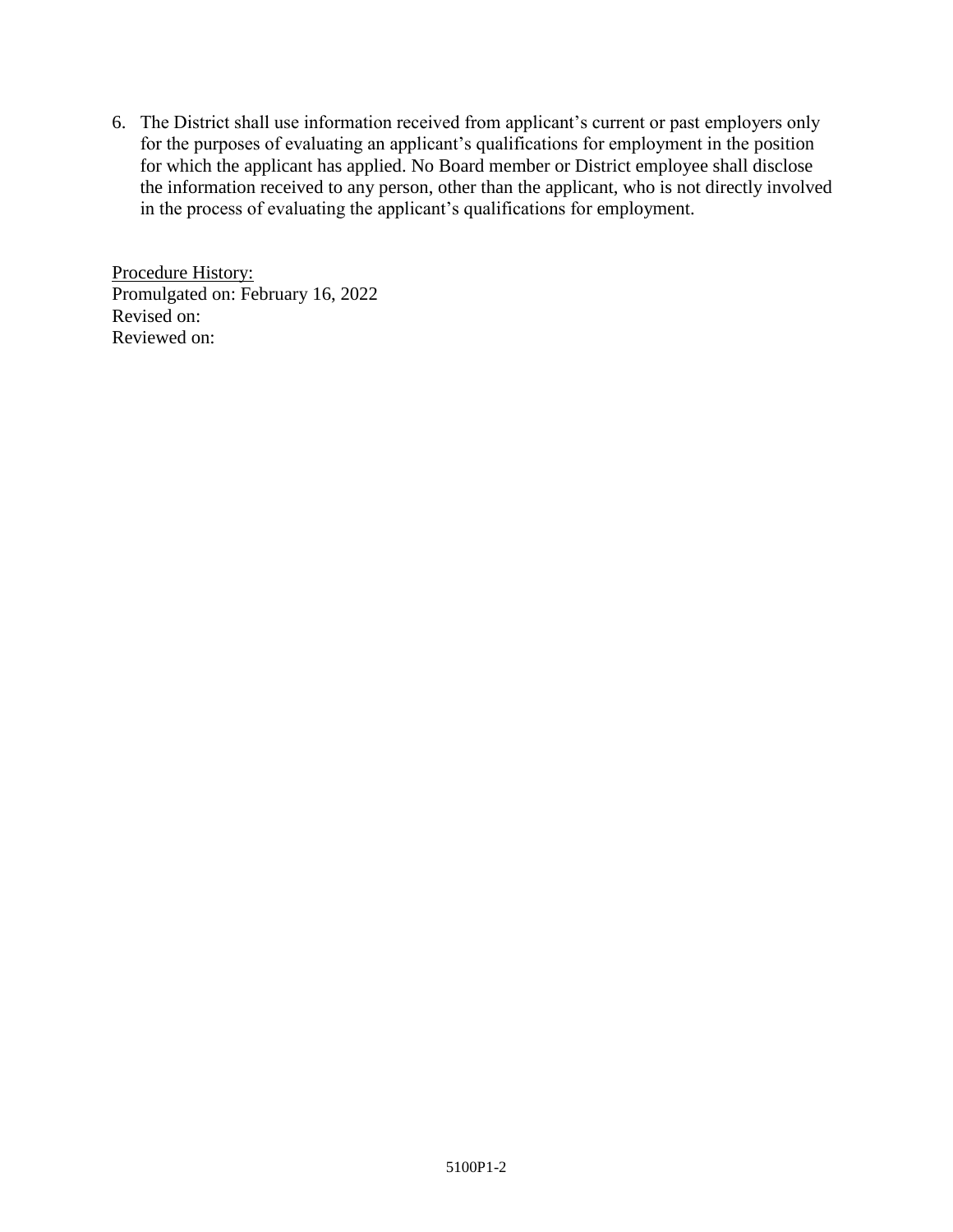6. The District shall use information received from applicant's current or past employers only for the purposes of evaluating an applicant's qualifications for employment in the position for which the applicant has applied. No Board member or District employee shall disclose the information received to any person, other than the applicant, who is not directly involved in the process of evaluating the applicant's qualifications for employment.

<u>Procedure History:</u>
Promulgated on: February 16, 2022
Revised on:
Reviewed on: